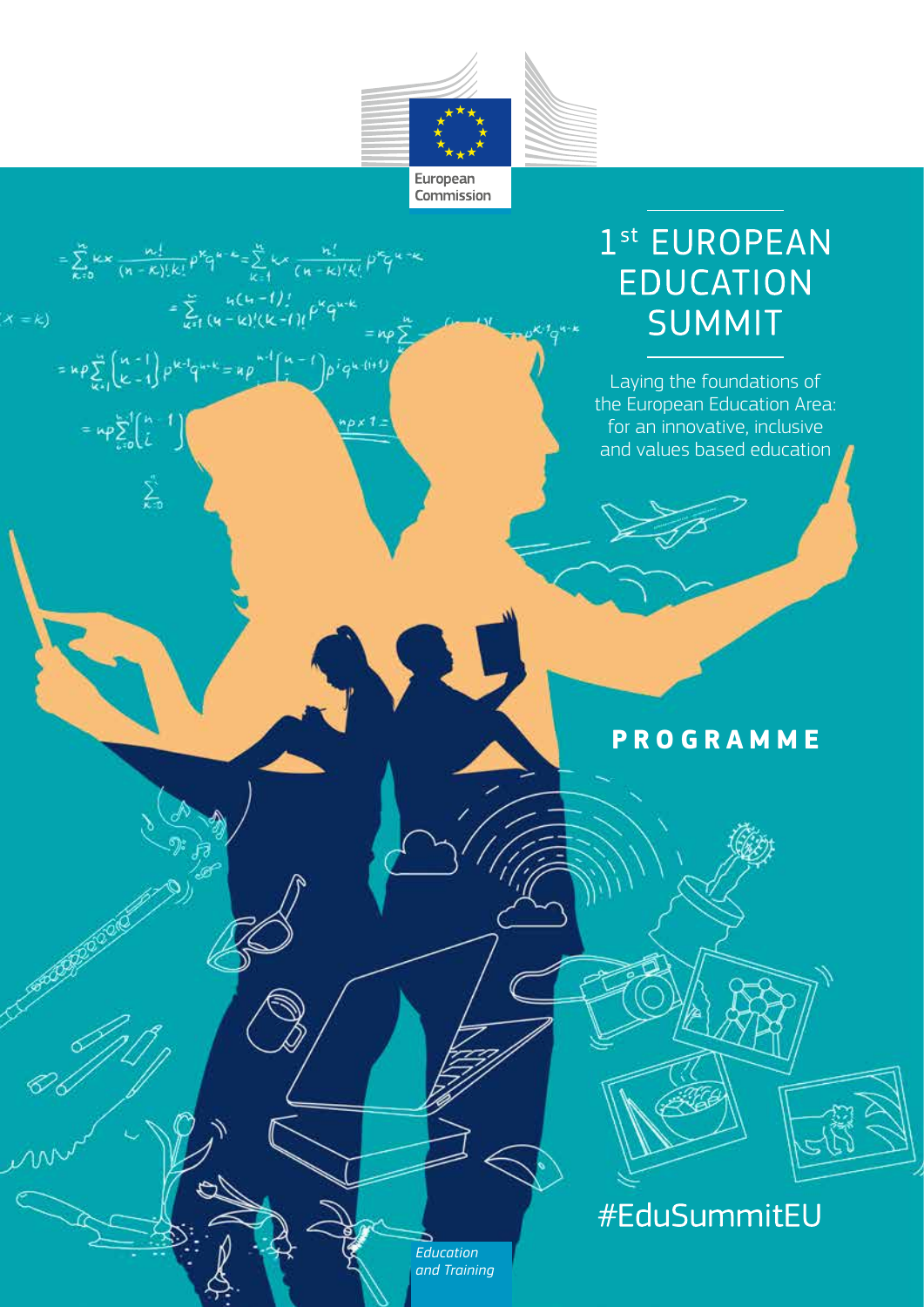European Commission

# 1st EUROPEAN EDUCATION SUMMIT

Laying the foundations of the European Education Area: for an innovative, inclusive and values based education

## PROGRAMME

#EduSummitEU

*Education and Training*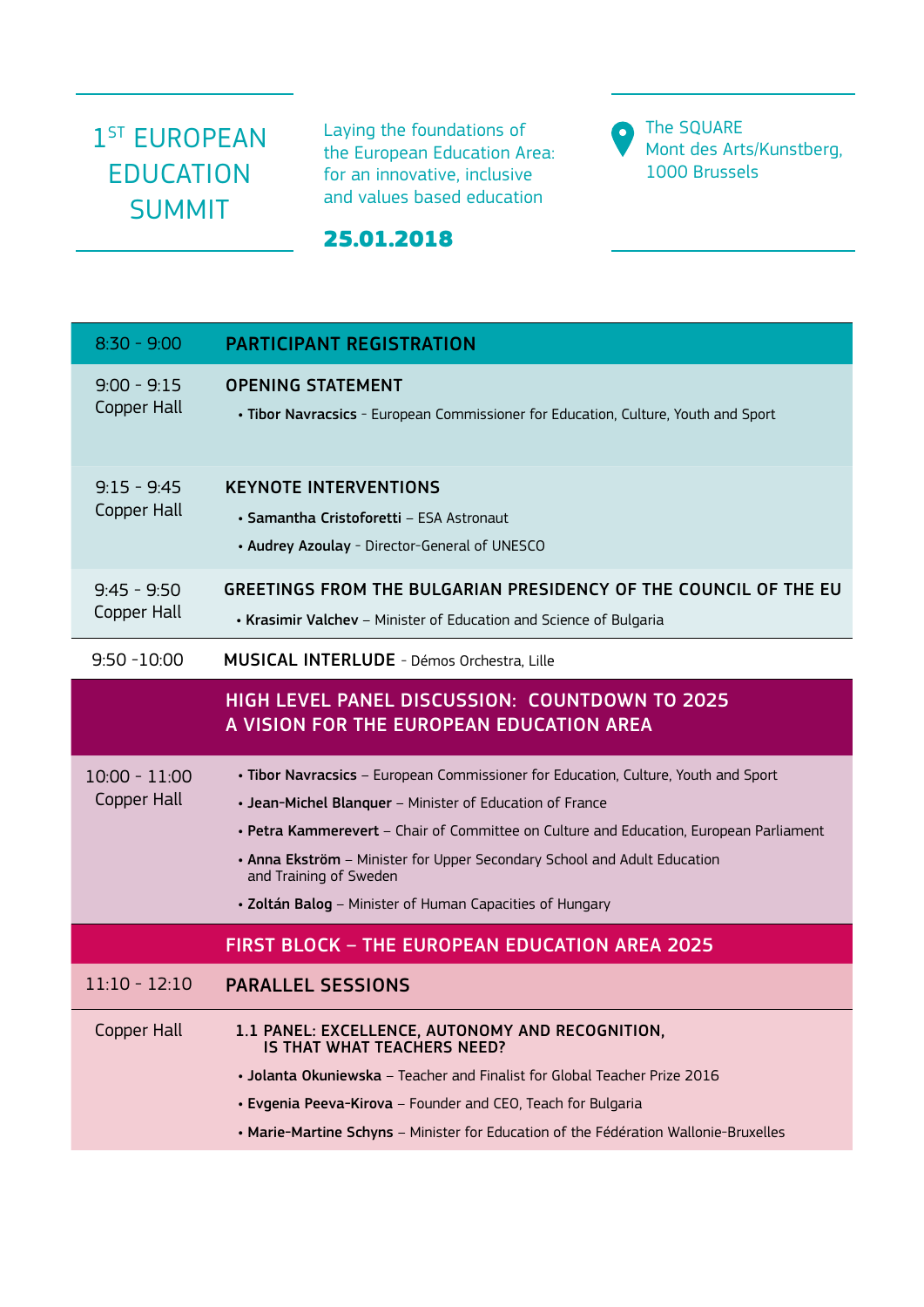# 1[ST] EUROPEAN EDUCATION SUMMIT

Laying the foundations of the European Education Area: for an innovative, inclusive and values based education

**25.01.2018**

The SQUARE
Mont des Arts/Kunstberg,
1000 Brussels

| | |
|---|---|
| 8:30 - 9:00 | **PARTICIPANT REGISTRATION** |
| 9:00 - 9:15<br>Copper Hall | **OPENING STATEMENT**<br>• **Tibor Navracsics** - European Commissioner for Education, Culture, Youth and Sport |
| 9:15 - 9:45<br>Copper Hall | **KEYNOTE INTERVENTIONS**<br>• **Samantha Cristoforetti** – ESA Astronaut<br>• **Audrey Azoulay** - Director-General of UNESCO |
| 9:45 - 9:50<br>Copper Hall | **GREETINGS FROM THE BULGARIAN PRESIDENCY OF THE COUNCIL OF THE EU**<br>• **Krasimir Valchev** – Minister of Education and Science of Bulgaria |
| 9:50 -10:00 | **MUSICAL INTERLUDE** - Démos Orchestra, Lille |
| | **HIGH LEVEL PANEL DISCUSSION: COUNTDOWN TO 2025**<br>**A VISION FOR THE EUROPEAN EDUCATION AREA** |
| 10:00 - 11:00<br>Copper Hall | • **Tibor Navracsics** – European Commissioner for Education, Culture, Youth and Sport<br>• **Jean-Michel Blanquer** – Minister of Education of France<br>• **Petra Kammerevert** – Chair of Committee on Culture and Education, European Parliament<br>• **Anna Ekström** – Minister for Upper Secondary School and Adult Education and Training of Sweden<br>• **Zoltán Balog** – Minister of Human Capacities of Hungary |
| | **FIRST BLOCK – THE EUROPEAN EDUCATION AREA 2025** |
| 11:10 - 12:10 | **PARALLEL SESSIONS** |
| Copper Hall | **1.1 PANEL: EXCELLENCE, AUTONOMY AND RECOGNITION, IS THAT WHAT TEACHERS NEED?**<br>• **Jolanta Okuniewska** – Teacher and Finalist for Global Teacher Prize 2016<br>• **Evgenia Peeva-Kirova** – Founder and CEO, Teach for Bulgaria<br>• **Marie-Martine Schyns** – Minister for Education of the Fédération Wallonie-Bruxelles |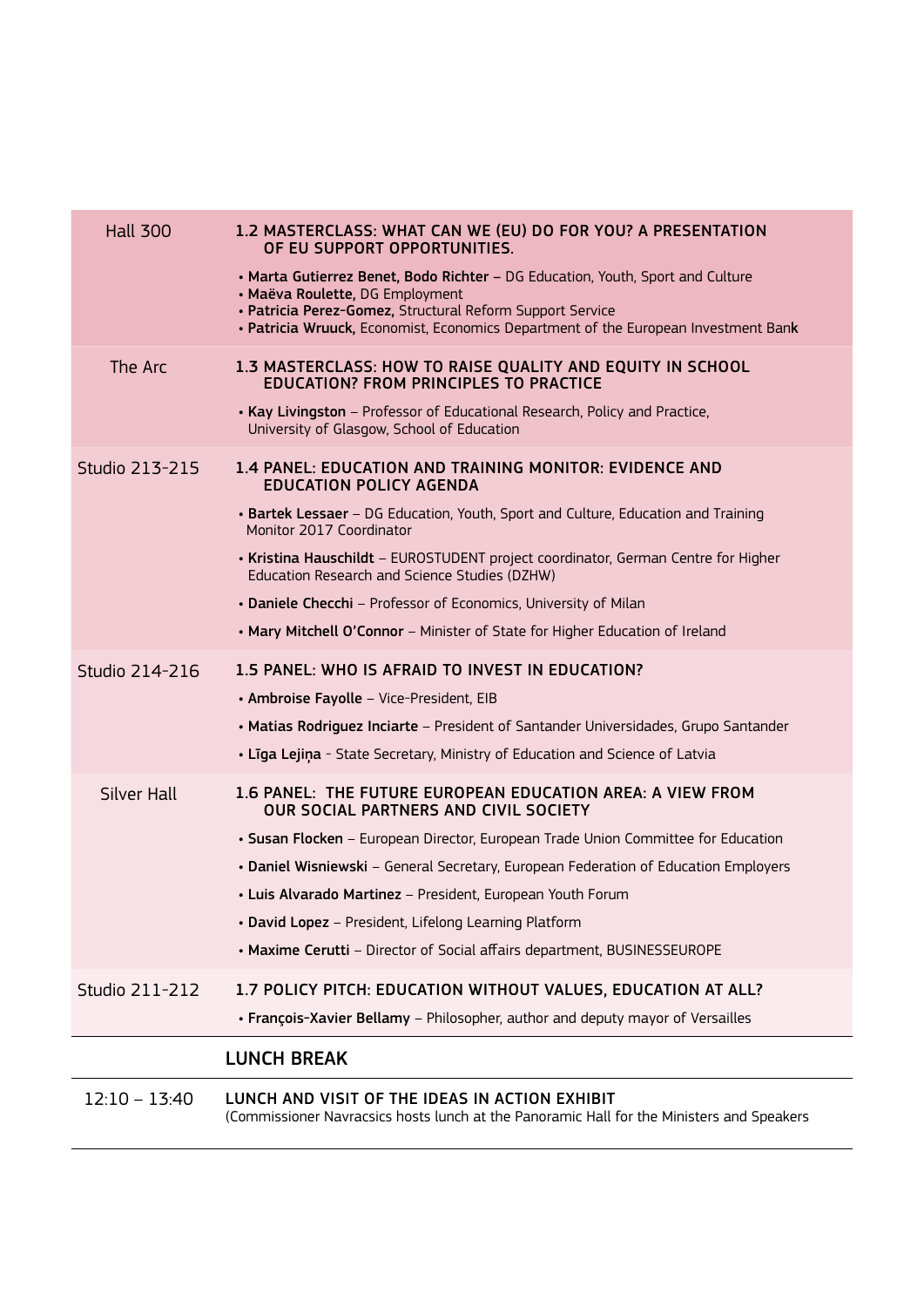| | |
|---|---|
| Hall 300 | **1.2 MASTERCLASS: WHAT CAN WE (EU) DO FOR YOU? A PRESENTATION OF EU SUPPORT OPPORTUNITIES.**<br>• **Marta Gutierrez Benet, Bodo Richter** – DG Education, Youth, Sport and Culture<br>• **Maëva Roulette,** DG Employment<br>• **Patricia Perez-Gomez,** Structural Reform Support Service<br>• **Patricia Wruuck,** Economist, Economics Department of the European Investment Bank |
| The Arc | **1.3 MASTERCLASS: HOW TO RAISE QUALITY AND EQUITY IN SCHOOL EDUCATION? FROM PRINCIPLES TO PRACTICE**<br>• **Kay Livingston** – Professor of Educational Research, Policy and Practice, University of Glasgow, School of Education |
| Studio 213-215 | **1.4 PANEL: EDUCATION AND TRAINING MONITOR: EVIDENCE AND EDUCATION POLICY AGENDA**<br>• **Bartek Lessaer** – DG Education, Youth, Sport and Culture, Education and Training Monitor 2017 Coordinator<br>• **Kristina Hauschildt** – EUROSTUDENT project coordinator, German Centre for Higher Education Research and Science Studies (DZHW)<br>• **Daniele Checchi** – Professor of Economics, University of Milan<br>• **Mary Mitchell O'Connor** – Minister of State for Higher Education of Ireland |
| Studio 214-216 | **1.5 PANEL: WHO IS AFRAID TO INVEST IN EDUCATION?**<br>• **Ambroise Fayolle** – Vice-President, EIB<br>• **Matias Rodriguez Inciarte** – President of Santander Universidades, Grupo Santander<br>• **Līga Lejiņa** - State Secretary, Ministry of Education and Science of Latvia |
| Silver Hall | **1.6 PANEL: THE FUTURE EUROPEAN EDUCATION AREA: A VIEW FROM OUR SOCIAL PARTNERS AND CIVIL SOCIETY**<br>• **Susan Flocken** – European Director, European Trade Union Committee for Education<br>• **Daniel Wisniewski** – General Secretary, European Federation of Education Employers<br>• **Luis Alvarado Martinez** – President, European Youth Forum<br>• **David Lopez** – President, Lifelong Learning Platform<br>• **Maxime Cerutti** – Director of Social affairs department, BUSINESSEUROPE |
| Studio 211-212 | **1.7 POLICY PITCH: EDUCATION WITHOUT VALUES, EDUCATION AT ALL?**<br>• **François-Xavier Bellamy** – Philosopher, author and deputy mayor of Versailles |
| | **LUNCH BREAK** |
| 12:10 – 13:40 | **LUNCH AND VISIT OF THE IDEAS IN ACTION EXHIBIT**<br>(Commissioner Navracsics hosts lunch at the Panoramic Hall for the Ministers and Speakers |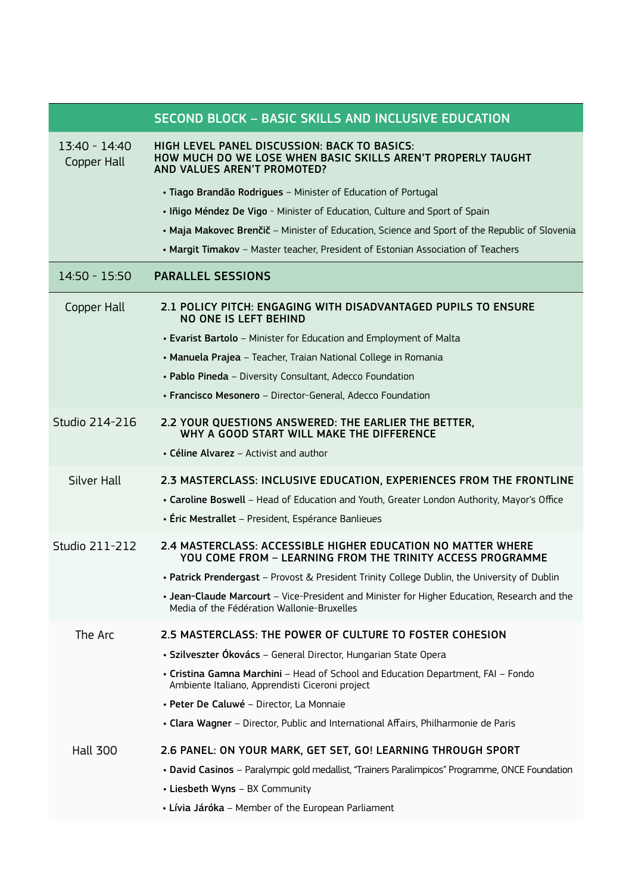## SECOND BLOCK – BASIC SKILLS AND INCLUSIVE EDUCATION

**13:40 - 14:40**
**Copper Hall**

### HIGH LEVEL PANEL DISCUSSION: BACK TO BASICS: HOW MUCH DO WE LOSE WHEN BASIC SKILLS AREN'T PROPERLY TAUGHT AND VALUES AREN'T PROMOTED?

- **Tiago Brandão Rodrigues** – Minister of Education of Portugal
- **Iñigo Méndez De Vigo** - Minister of Education, Culture and Sport of Spain
- **Maja Makovec Brenčič** – Minister of Education, Science and Sport of the Republic of Slovenia
- **Margit Timakov** – Master teacher, President of Estonian Association of Teachers

**14:50 - 15:50**

### PARALLEL SESSIONS

**Copper Hall**

#### 2.1 POLICY PITCH: ENGAGING WITH DISADVANTAGED PUPILS TO ENSURE NO ONE IS LEFT BEHIND

- **Evarist Bartolo** – Minister for Education and Employment of Malta
- **Manuela Prajea** – Teacher, Traian National College in Romania
- **Pablo Pineda** – Diversity Consultant, Adecco Foundation
- **Francisco Mesonero** – Director-General, Adecco Foundation

**Studio 214-216**

#### 2.2 YOUR QUESTIONS ANSWERED: THE EARLIER THE BETTER, WHY A GOOD START WILL MAKE THE DIFFERENCE

- **Céline Alvarez** – Activist and author

**Silver Hall**

#### 2.3 MASTERCLASS: INCLUSIVE EDUCATION, EXPERIENCES FROM THE FRONTLINE

- **Caroline Boswell** – Head of Education and Youth, Greater London Authority, Mayor's Office
- **Éric Mestrallet** – President, Espérance Banlieues

**Studio 211-212**

#### 2.4 MASTERCLASS: ACCESSIBLE HIGHER EDUCATION NO MATTER WHERE YOU COME FROM – LEARNING FROM THE TRINITY ACCESS PROGRAMME

- **Patrick Prendergast** – Provost & President Trinity College Dublin, the University of Dublin
- **Jean-Claude Marcourt** – Vice-President and Minister for Higher Education, Research and the Media of the Fédération Wallonie-Bruxelles

**The Arc**

#### 2.5 MASTERCLASS: THE POWER OF CULTURE TO FOSTER COHESION

- **Szilveszter Ókovács** – General Director, Hungarian State Opera
- **Cristina Gamna Marchini** – Head of School and Education Department, FAI – Fondo Ambiente Italiano, Apprendisti Ciceroni project
- **Peter De Caluwé** – Director, La Monnaie
- **Clara Wagner** – Director, Public and International Affairs, Philharmonie de Paris

**Hall 300**

#### 2.6 PANEL: ON YOUR MARK, GET SET, GO! LEARNING THROUGH SPORT

- **David Casinos** – Paralympic gold medallist, "Trainers Paralimpicos" Programme, ONCE Foundation
- **Liesbeth Wyns** – BX Community
- **Lívia Járóka** – Member of the European Parliament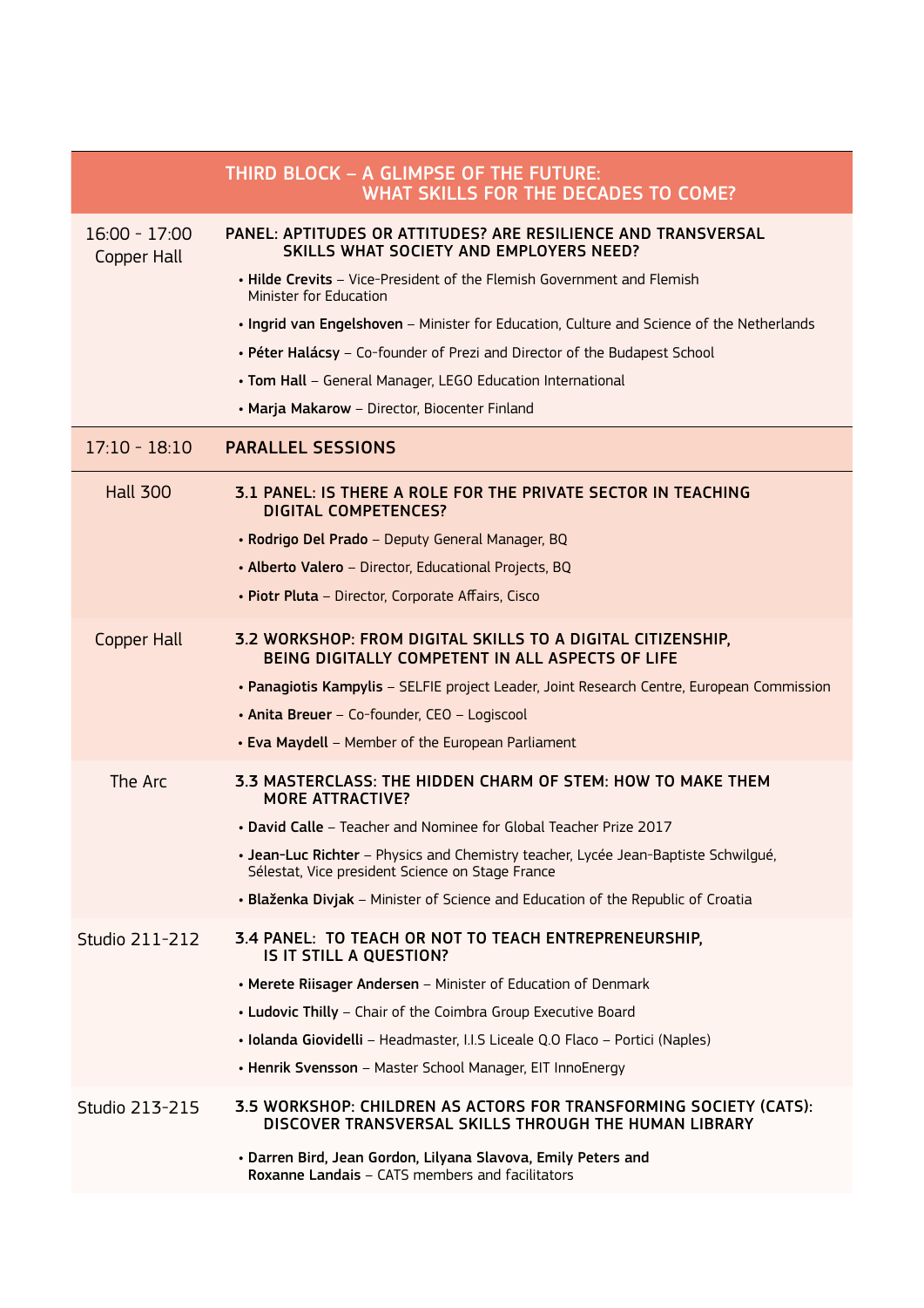## THIRD BLOCK – A GLIMPSE OF THE FUTURE: WHAT SKILLS FOR THE DECADES TO COME?

**16:00 - 17:00**
**Copper Hall**

### PANEL: APTITUDES OR ATTITUDES? ARE RESILIENCE AND TRANSVERSAL SKILLS WHAT SOCIETY AND EMPLOYERS NEED?

- **Hilde Crevits** – Vice-President of the Flemish Government and Flemish Minister for Education
- **Ingrid van Engelshoven** – Minister for Education, Culture and Science of the Netherlands
- **Péter Halácsy** – Co-founder of Prezi and Director of the Budapest School
- **Tom Hall** – General Manager, LEGO Education International
- **Marja Makarow** – Director, Biocenter Finland

**17:10 - 18:10**

### PARALLEL SESSIONS

**Hall 300**

#### 3.1 PANEL: IS THERE A ROLE FOR THE PRIVATE SECTOR IN TEACHING DIGITAL COMPETENCES?

- **Rodrigo Del Prado** – Deputy General Manager, BQ
- **Alberto Valero** – Director, Educational Projects, BQ
- **Piotr Pluta** – Director, Corporate Affairs, Cisco

**Copper Hall**

#### 3.2 WORKSHOP: FROM DIGITAL SKILLS TO A DIGITAL CITIZENSHIP, BEING DIGITALLY COMPETENT IN ALL ASPECTS OF LIFE

- **Panagiotis Kampylis** – SELFIE project Leader, Joint Research Centre, European Commission
- **Anita Breuer** – Co-founder, CEO – Logiscool
- **Eva Maydell** – Member of the European Parliament

**The Arc**

#### 3.3 MASTERCLASS: THE HIDDEN CHARM OF STEM: HOW TO MAKE THEM MORE ATTRACTIVE?

- **David Calle** – Teacher and Nominee for Global Teacher Prize 2017
- **Jean-Luc Richter** – Physics and Chemistry teacher, Lycée Jean-Baptiste Schwilgué, Sélestat, Vice president Science on Stage France
- **Blaženka Divjak** – Minister of Science and Education of the Republic of Croatia

**Studio 211-212**

#### 3.4 PANEL: TO TEACH OR NOT TO TEACH ENTREPRENEURSHIP, IS IT STILL A QUESTION?

- **Merete Riisager Andersen** – Minister of Education of Denmark
- **Ludovic Thilly** – Chair of the Coimbra Group Executive Board
- **Iolanda Giovidelli** – Headmaster, I.I.S Liceale Q.O Flaco – Portici (Naples)
- **Henrik Svensson** – Master School Manager, EIT InnoEnergy

**Studio 213-215**

#### 3.5 WORKSHOP: CHILDREN AS ACTORS FOR TRANSFORMING SOCIETY (CATS): DISCOVER TRANSVERSAL SKILLS THROUGH THE HUMAN LIBRARY

- **Darren Bird, Jean Gordon, Lilyana Slavova, Emily Peters and Roxanne Landais** – CATS members and facilitators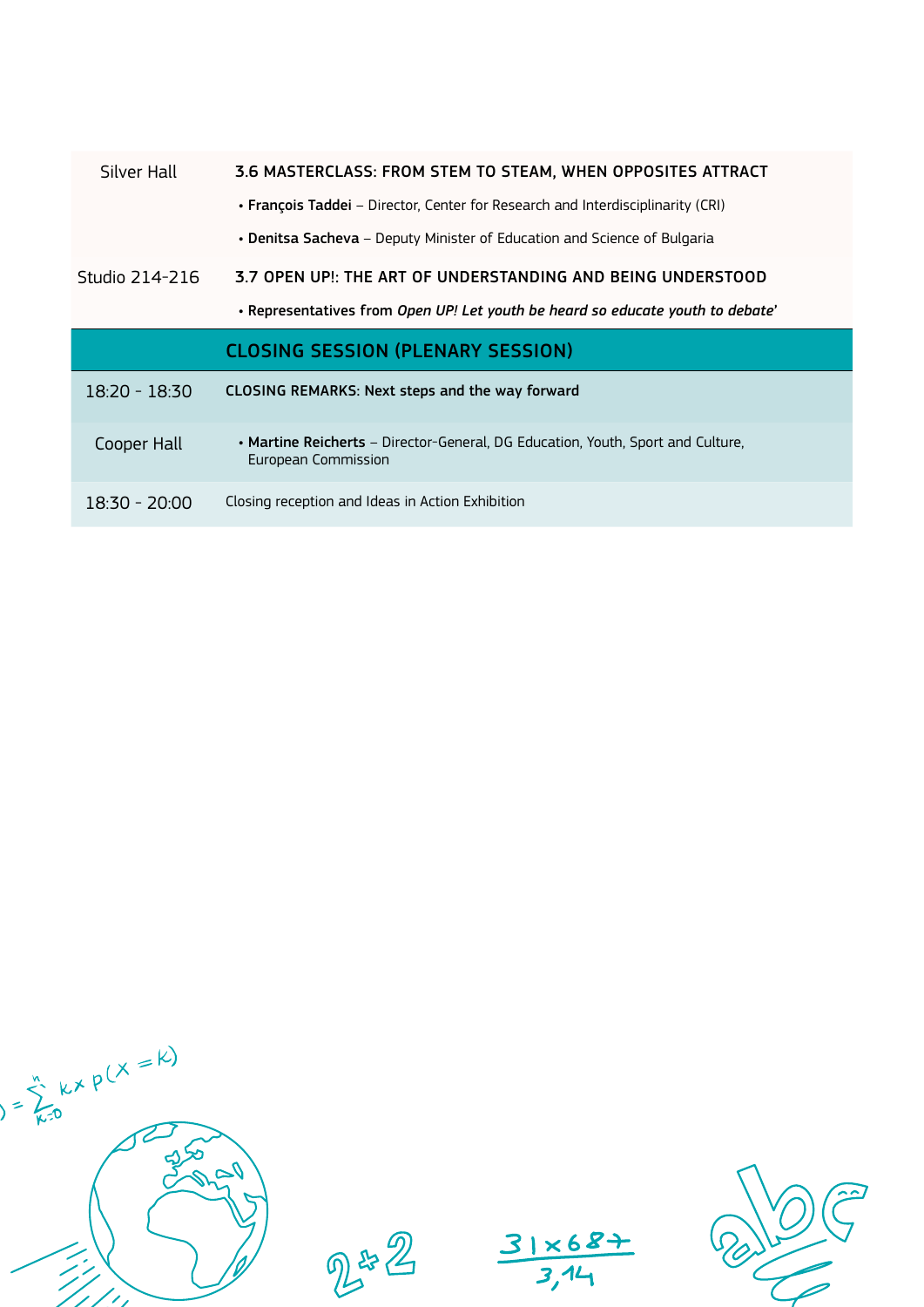| | |
|---|---|
| Silver Hall | **3.6 MASTERCLASS: FROM STEM TO STEAM, WHEN OPPOSITES ATTRACT** |
| | • **François Taddei** – Director, Center for Research and Interdisciplinarity (CRI) |
| | • **Denitsa Sacheva** – Deputy Minister of Education and Science of Bulgaria |
| Studio 214-216 | **3.7 OPEN UP!: THE ART OF UNDERSTANDING AND BEING UNDERSTOOD** |
| | • **Representatives from *Open UP! Let youth be heard so educate youth to debate*'** |
| | **CLOSING SESSION (PLENARY SESSION)** |
| 18:20 - 18:30 | **CLOSING REMARKS: Next steps and the way forward** |
| Cooper Hall | • **Martine Reicherts** – Director-General, DG Education, Youth, Sport and Culture, European Commission |
| 18:30 - 20:00 | Closing reception and Ideas in Action Exhibition |